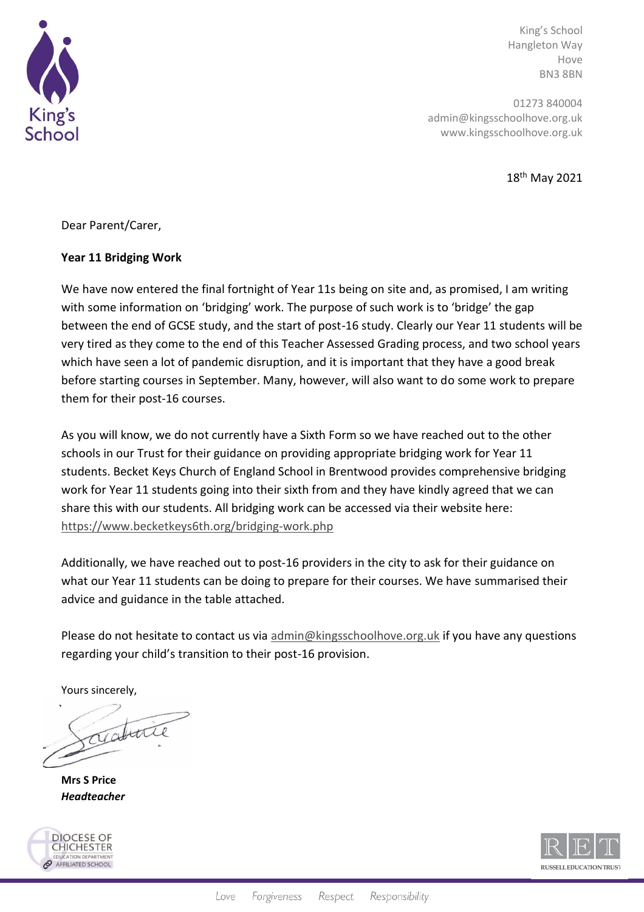King's School
Hangleton Way
Hove
BN3 8BN

01273 840004
admin@kingsschoolhove.org.uk
www.kingsschoolhove.org.uk

18th May 2021

Dear Parent/Carer,

**Year 11 Bridging Work**

We have now entered the final fortnight of Year 11s being on site and, as promised, I am writing with some information on 'bridging' work. The purpose of such work is to 'bridge' the gap between the end of GCSE study, and the start of post-16 study. Clearly our Year 11 students will be very tired as they come to the end of this Teacher Assessed Grading process, and two school years which have seen a lot of pandemic disruption, and it is important that they have a good break before starting courses in September. Many, however, will also want to do some work to prepare them for their post-16 courses.

As you will know, we do not currently have a Sixth Form so we have reached out to the other schools in our Trust for their guidance on providing appropriate bridging work for Year 11 students. Becket Keys Church of England School in Brentwood provides comprehensive bridging work for Year 11 students going into their sixth from and they have kindly agreed that we can share this with our students. All bridging work can be accessed via their website here: https://www.becketkeys6th.org/bridging-work.php

Additionally, we have reached out to post-16 providers in the city to ask for their guidance on what our Year 11 students can be doing to prepare for their courses. We have summarised their advice and guidance in the table attached.

Please do not hesitate to contact us via admin@kingsschoolhove.org.uk if you have any questions regarding your child's transition to their post-16 provision.

Yours sincerely,

**Mrs S Price**
***Headteacher***

Love Forgiveness Respect Responsibility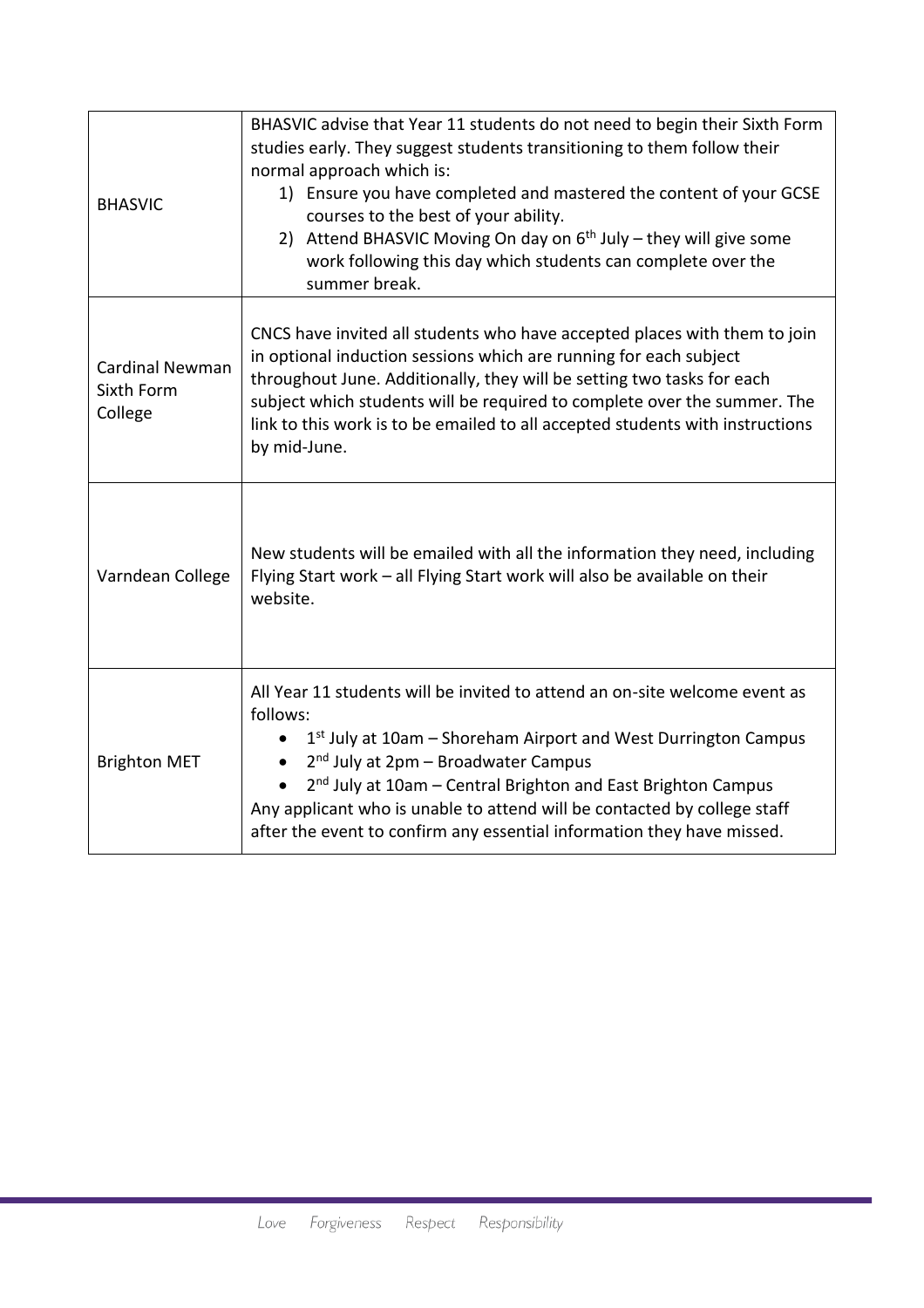| | |
|---|---|
| BHASVIC | BHASVIC advise that Year 11 students do not need to begin their Sixth Form studies early. They suggest students transitioning to them follow their normal approach which is:<br>1) Ensure you have completed and mastered the content of your GCSE courses to the best of your ability.<br>2) Attend BHASVIC Moving On day on 6th July – they will give some work following this day which students can complete over the summer break. |
| Cardinal Newman Sixth Form College | CNCS have invited all students who have accepted places with them to join in optional induction sessions which are running for each subject throughout June. Additionally, they will be setting two tasks for each subject which students will be required to complete over the summer. The link to this work is to be emailed to all accepted students with instructions by mid-June. |
| Varndean College | New students will be emailed with all the information they need, including Flying Start work – all Flying Start work will also be available on their website. |
| Brighton MET | All Year 11 students will be invited to attend an on-site welcome event as follows:<br>• 1st July at 10am – Shoreham Airport and West Durrington Campus<br>• 2nd July at 2pm – Broadwater Campus<br>• 2nd July at 10am – Central Brighton and East Brighton Campus<br>Any applicant who is unable to attend will be contacted by college staff after the event to confirm any essential information they have missed. |